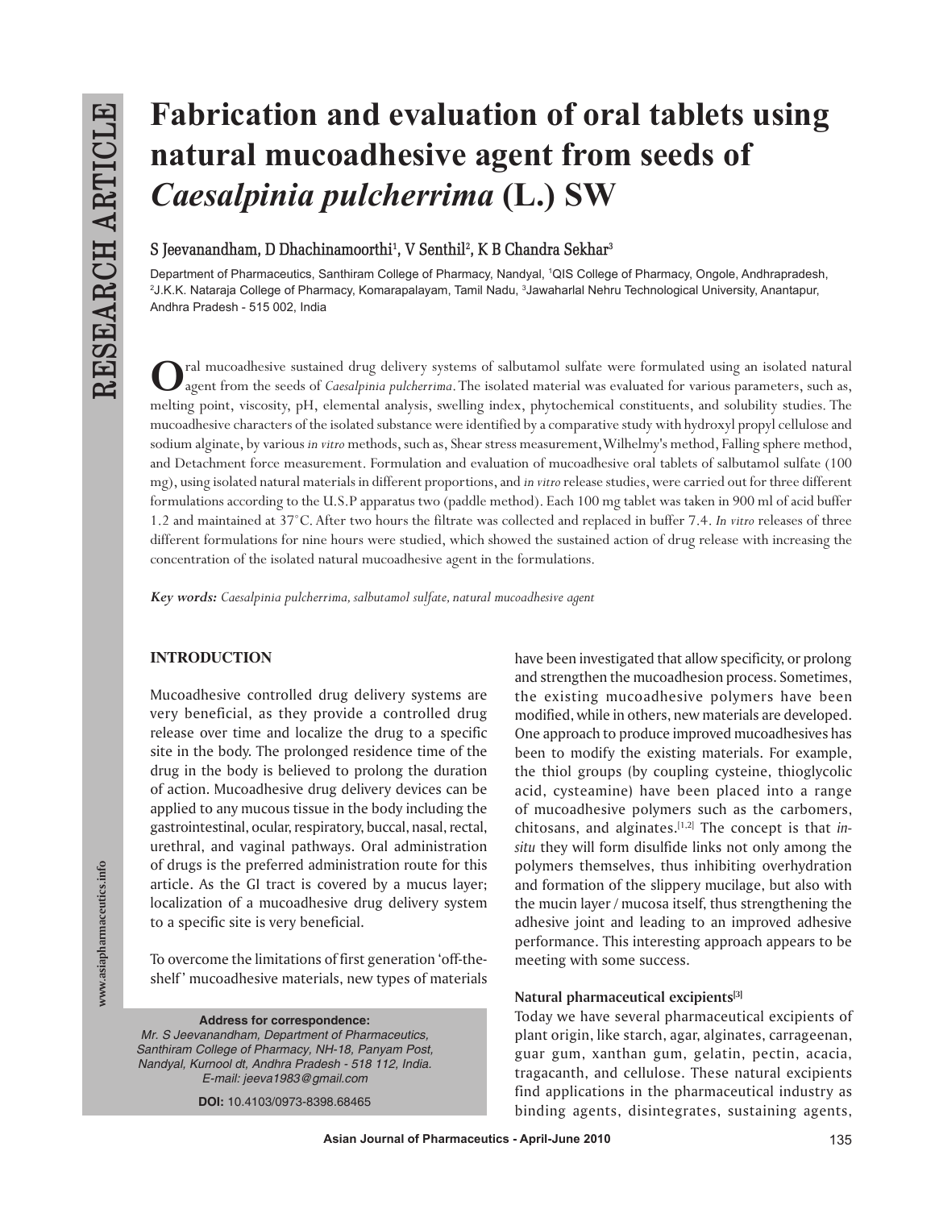# Fabrication and evaluation of oral tablets using natural mucoadhesive agent from seeds of *Caesalpinia pulcherrima* (L.) SW

**S Jeevanandham, D Dhachinamoorthi[1], V Senthil[2], K B Chandra Sekhar[3]**

Department of Pharmaceutics, Santhiram College of Pharmacy, Nandyal, [1]QIS College of Pharmacy, Ongole, Andhrapradesh, [2]J.K.K. Nataraja College of Pharmacy, Komarapalayam, Tamil Nadu, [3]Jawaharlal Nehru Technological University, Anantapur, Andhra Pradesh - 515 002, India

Oral mucoadhesive sustained drug delivery systems of salbutamol sulfate were formulated using an isolated natural agent from the seeds of *Caesalpinia pulcherrima*. The isolated material was evaluated for various parameters, such as, melting point, viscosity, pH, elemental analysis, swelling index, phytochemical constituents, and solubility studies. The mucoadhesive characters of the isolated substance were identified by a comparative study with hydroxyl propyl cellulose and sodium alginate, by various *in vitro* methods, such as, Shear stress measurement, Wilhelmy's method, Falling sphere method, and Detachment force measurement. Formulation and evaluation of mucoadhesive oral tablets of salbutamol sulfate (100 mg), using isolated natural materials in different proportions, and *in vitro* release studies, were carried out for three different formulations according to the U.S.P apparatus two (paddle method). Each 100 mg tablet was taken in 900 ml of acid buffer 1.2 and maintained at 37°C. After two hours the filtrate was collected and replaced in buffer 7.4. *In vitro* releases of three different formulations for nine hours were studied, which showed the sustained action of drug release with increasing the concentration of the isolated natural mucoadhesive agent in the formulations.

***Key words:*** *Caesalpinia pulcherrima, salbutamol sulfate, natural mucoadhesive agent*

## INTRODUCTION

Mucoadhesive controlled drug delivery systems are very beneficial, as they provide a controlled drug release over time and localize the drug to a specific site in the body. The prolonged residence time of the drug in the body is believed to prolong the duration of action. Mucoadhesive drug delivery devices can be applied to any mucous tissue in the body including the gastrointestinal, ocular, respiratory, buccal, nasal, rectal, urethral, and vaginal pathways. Oral administration of drugs is the preferred administration route for this article. As the GI tract is covered by a mucus layer; localization of a mucoadhesive drug delivery system to a specific site is very beneficial.

To overcome the limitations of first generation 'off-the-shelf' mucoadhesive materials, new types of materials have been investigated that allow specificity, or prolong and strengthen the mucoadhesion process. Sometimes, the existing mucoadhesive polymers have been modified, while in others, new materials are developed. One approach to produce improved mucoadhesives has been to modify the existing materials. For example, the thiol groups (by coupling cysteine, thioglycolic acid, cysteamine) have been placed into a range of mucoadhesive polymers such as the carbomers, chitosans, and alginates.[1,2] The concept is that *in-situ* they will form disulfide links not only among the polymers themselves, thus inhibiting overhydration and formation of the slippery mucilage, but also with the mucin layer / mucosa itself, thus strengthening the adhesive joint and leading to an improved adhesive performance. This interesting approach appears to be meeting with some success.

### Natural pharmaceutical excipients[3]

Today we have several pharmaceutical excipients of plant origin, like starch, agar, alginates, carrageenan, guar gum, xanthan gum, gelatin, pectin, acacia, tragacanth, and cellulose. These natural excipients find applications in the pharmaceutical industry as binding agents, disintegrates, sustaining agents,

**Address for correspondence:**
*Mr. S Jeevanandham, Department of Pharmaceutics, Santhiram College of Pharmacy, NH-18, Panyam Post, Nandyal, Kurnool dt, Andhra Pradesh - 518 112, India. E-mail: jeeva1983@gmail.com*

**DOI:** 10.4103/0973-8398.68465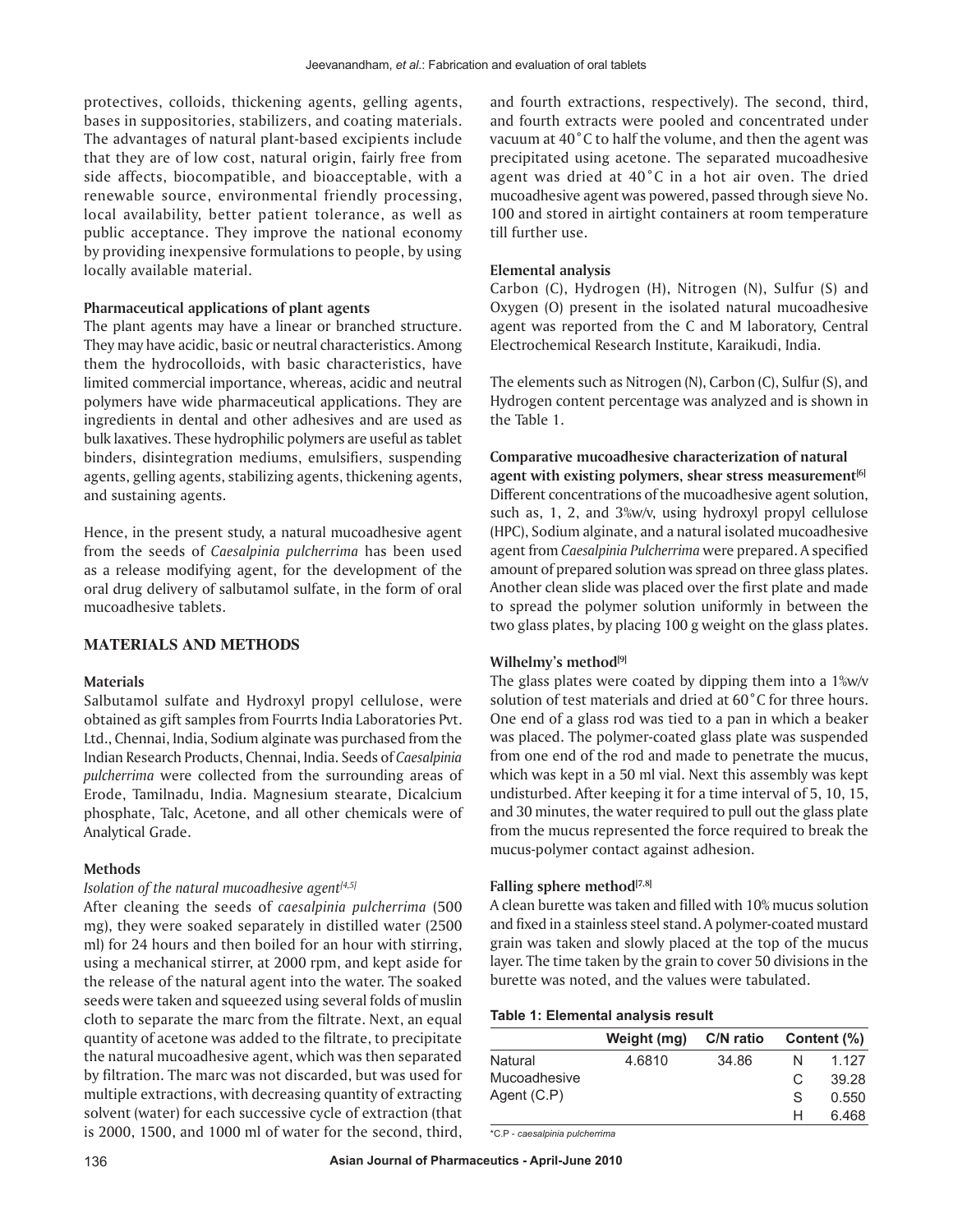protectives, colloids, thickening agents, gelling agents, bases in suppositories, stabilizers, and coating materials. The advantages of natural plant-based excipients include that they are of low cost, natural origin, fairly free from side affects, biocompatible, and bioacceptable, with a renewable source, environmental friendly processing, local availability, better patient tolerance, as well as public acceptance. They improve the national economy by providing inexpensive formulations to people, by using locally available material.

### Pharmaceutical applications of plant agents

The plant agents may have a linear or branched structure. They may have acidic, basic or neutral characteristics. Among them the hydrocolloids, with basic characteristics, have limited commercial importance, whereas, acidic and neutral polymers have wide pharmaceutical applications. They are ingredients in dental and other adhesives and are used as bulk laxatives. These hydrophilic polymers are useful as tablet binders, disintegration mediums, emulsifiers, suspending agents, gelling agents, stabilizing agents, thickening agents, and sustaining agents.

Hence, in the present study, a natural mucoadhesive agent from the seeds of *Caesalpinia pulcherrima* has been used as a release modifying agent, for the development of the oral drug delivery of salbutamol sulfate, in the form of oral mucoadhesive tablets.

## MATERIALS AND METHODS

### Materials

Salbutamol sulfate and Hydroxyl propyl cellulose, were obtained as gift samples from Fourrts India Laboratories Pvt. Ltd., Chennai, India, Sodium alginate was purchased from the Indian Research Products, Chennai, India. Seeds of *Caesalpinia pulcherrima* were collected from the surrounding areas of Erode, Tamilnadu, India. Magnesium stearate, Dicalcium phosphate, Talc, Acetone, and all other chemicals were of Analytical Grade.

### Methods

*Isolation of the natural mucoadhesive agent[4,5]*

After cleaning the seeds of *caesalpinia pulcherrima* (500 mg), they were soaked separately in distilled water (2500 ml) for 24 hours and then boiled for an hour with stirring, using a mechanical stirrer, at 2000 rpm, and kept aside for the release of the natural agent into the water. The soaked seeds were taken and squeezed using several folds of muslin cloth to separate the marc from the filtrate. Next, an equal quantity of acetone was added to the filtrate, to precipitate the natural mucoadhesive agent, which was then separated by filtration. The marc was not discarded, but was used for multiple extractions, with decreasing quantity of extracting solvent (water) for each successive cycle of extraction (that is 2000, 1500, and 1000 ml of water for the second, third, and fourth extractions, respectively). The second, third, and fourth extracts were pooled and concentrated under vacuum at 40˚C to half the volume, and then the agent was precipitated using acetone. The separated mucoadhesive agent was dried at 40˚C in a hot air oven. The dried mucoadhesive agent was powered, passed through sieve No. 100 and stored in airtight containers at room temperature till further use.

### Elemental analysis

Carbon (C), Hydrogen (H), Nitrogen (N), Sulfur (S) and Oxygen (O) present in the isolated natural mucoadhesive agent was reported from the C and M laboratory, Central Electrochemical Research Institute, Karaikudi, India.

The elements such as Nitrogen (N), Carbon (C), Sulfur (S), and Hydrogen content percentage was analyzed and is shown in the Table 1.

### Comparative mucoadhesive characterization of natural agent with existing polymers, shear stress measurement[6]

Different concentrations of the mucoadhesive agent solution, such as, 1, 2, and 3%w/v, using hydroxyl propyl cellulose (HPC), Sodium alginate, and a natural isolated mucoadhesive agent from *Caesalpinia Pulcherrima* were prepared. A specified amount of prepared solution was spread on three glass plates. Another clean slide was placed over the first plate and made to spread the polymer solution uniformly in between the two glass plates, by placing 100 g weight on the glass plates.

### Wilhelmy's method[9]

The glass plates were coated by dipping them into a 1%w/v solution of test materials and dried at 60˚C for three hours. One end of a glass rod was tied to a pan in which a beaker was placed. The polymer-coated glass plate was suspended from one end of the rod and made to penetrate the mucus, which was kept in a 50 ml vial. Next this assembly was kept undisturbed. After keeping it for a time interval of 5, 10, 15, and 30 minutes, the water required to pull out the glass plate from the mucus represented the force required to break the mucus-polymer contact against adhesion.

### Falling sphere method[7,8]

A clean burette was taken and filled with 10% mucus solution and fixed in a stainless steel stand. A polymer-coated mustard grain was taken and slowly placed at the top of the mucus layer. The time taken by the grain to cover 50 divisions in the burette was noted, and the values were tabulated.

**Table 1: Elemental analysis result**

| | Weight (mg) | C/N ratio | Content (%) | |
|---|---|---|---|---|
| Natural Mucoadhesive Agent (C.P) | 4.6810 | 34.86 | N | 1.127 |
| | | | C | 39.28 |
| | | | S | 0.550 |
| | | | H | 6.468 |

*C.P - *caesalpinia pulcherrima*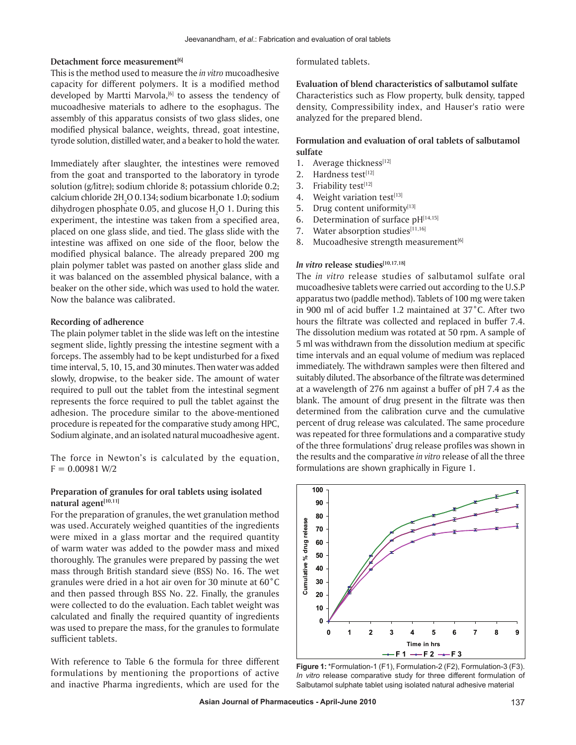### Detachment force measurement[6]

This is the method used to measure the *in vitro* mucoadhesive capacity for different polymers. It is a modified method developed by Martti Marvola,[6] to assess the tendency of mucoadhesive materials to adhere to the esophagus. The assembly of this apparatus consists of two glass slides, one modified physical balance, weights, thread, goat intestine, tyrode solution, distilled water, and a beaker to hold the water.

Immediately after slaughter, the intestines were removed from the goat and transported to the laboratory in tyrode solution (g/litre); sodium chloride 8; potassium chloride 0.2; calcium chloride $2H_2O$ 0.134; sodium bicarbonate 1.0; sodium dihydrogen phosphate 0.05, and glucose $H_2O$ 1. During this experiment, the intestine was taken from a specified area, placed on one glass slide, and tied. The glass slide with the intestine was affixed on one side of the floor, below the modified physical balance. The already prepared 200 mg plain polymer tablet was pasted on another glass slide and it was balanced on the assembled physical balance, with a beaker on the other side, which was used to hold the water. Now the balance was calibrated.

### Recording of adherence

The plain polymer tablet in the slide was left on the intestine segment slide, lightly pressing the intestine segment with a forceps. The assembly had to be kept undisturbed for a fixed time interval, 5, 10, 15, and 30 minutes. Then water was added slowly, dropwise, to the beaker side. The amount of water required to pull out the tablet from the intestinal segment represents the force required to pull the tablet against the adhesion. The procedure similar to the above-mentioned procedure is repeated for the comparative study among HPC, Sodium alginate, and an isolated natural mucoadhesive agent.

The force in Newton's is calculated by the equation, $F = 0.00981\ W/2$

### Preparation of granules for oral tablets using isolated natural agent[10,11]

For the preparation of granules, the wet granulation method was used. Accurately weighed quantities of the ingredients were mixed in a glass mortar and the required quantity of warm water was added to the powder mass and mixed thoroughly. The granules were prepared by passing the wet mass through British standard sieve (BSS) No. 16. The wet granules were dried in a hot air oven for 30 minute at 60°C and then passed through BSS No. 22. Finally, the granules were collected to do the evaluation. Each tablet weight was calculated and finally the required quantity of ingredients was used to prepare the mass, for the granules to formulate sufficient tablets.

With reference to Table 6 the formula for three different formulations by mentioning the proportions of active and inactive Pharma ingredients, which are used for the formulated tablets.

### Evaluation of blend characteristics of salbutamol sulfate

Characteristics such as Flow property, bulk density, tapped density, Compressibility index, and Hauser's ratio were analyzed for the prepared blend.

### Formulation and evaluation of oral tablets of salbutamol sulfate

1. Average thickness[12]
2. Hardness test[12]
3. Friability test[12]
4. Weight variation test[13]
5. Drug content uniformity[13]
6. Determination of surface pH[14,15]
7. Water absorption studies[11,16]
8. Mucoadhesive strength measurement[6]

### *In vitro* release studies[10,17,18]

The *in vitro* release studies of salbutamol sulfate oral mucoadhesive tablets were carried out according to the U.S.P apparatus two (paddle method). Tablets of 100 mg were taken in 900 ml of acid buffer 1.2 maintained at 37°C. After two hours the filtrate was collected and replaced in buffer 7.4. The dissolution medium was rotated at 50 rpm. A sample of 5 ml was withdrawn from the dissolution medium at specific time intervals and an equal volume of medium was replaced immediately. The withdrawn samples were then filtered and suitably diluted. The absorbance of the filtrate was determined at a wavelength of 276 nm against a buffer of pH 7.4 as the blank. The amount of drug present in the filtrate was then determined from the calibration curve and the cumulative percent of drug release was calculated. The same procedure was repeated for three formulations and a comparative study of the three formulations' drug release profiles was shown in the results and the comparative *in vitro* release of all the three formulations are shown graphically in Figure 1.

**Figure 1:** *Formulation-1 (F1), Formulation-2 (F2), Formulation-3 (F3). *In vitro* release comparative study for three different formulation of Salbutamol sulphate tablet using isolated natural adhesive material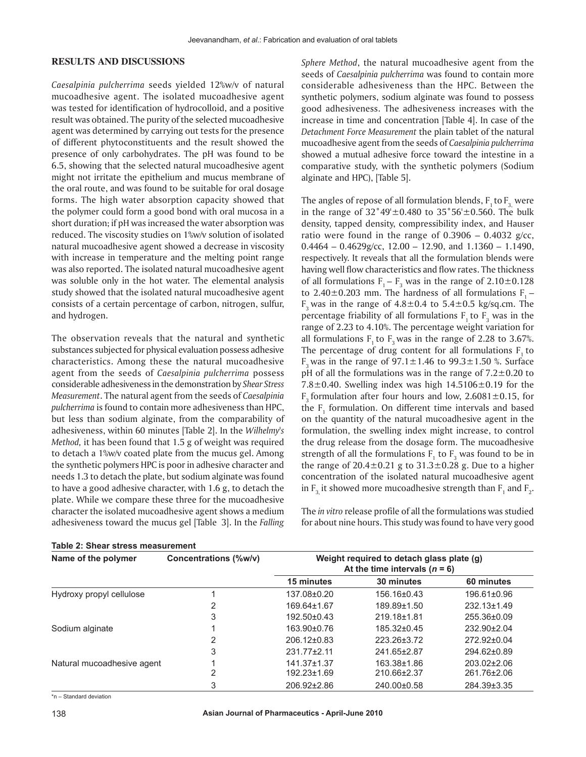## RESULTS AND DISCUSSIONS

*Caesalpinia pulcherrima* seeds yielded 12%w/v of natural mucoadhesive agent. The isolated mucoadhesive agent was tested for identification of hydrocolloid, and a positive result was obtained. The purity of the selected mucoadhesive agent was determined by carrying out tests for the presence of different phytoconstituents and the result showed the presence of only carbohydrates. The pH was found to be 6.5, showing that the selected natural mucoadhesive agent might not irritate the epithelium and mucus membrane of the oral route, and was found to be suitable for oral dosage forms. The high water absorption capacity showed that the polymer could form a good bond with oral mucosa in a short duration; if pH was increased the water absorption was reduced. The viscosity studies on 1%w/v solution of isolated natural mucoadhesive agent showed a decrease in viscosity with increase in temperature and the melting point range was also reported. The isolated natural mucoadhesive agent was soluble only in the hot water. The elemental analysis study showed that the isolated natural mucoadhesive agent consists of a certain percentage of carbon, nitrogen, sulfur, and hydrogen.

The observation reveals that the natural and synthetic substances subjected for physical evaluation possess adhesive characteristics. Among these the natural mucoadhesive agent from the seeds of *Caesalpinia pulcherrima* possess considerable adhesiveness in the demonstration by *Shear Stress Measurement*. The natural agent from the seeds of *Caesalpinia pulcherrima* is found to contain more adhesiveness than HPC, but less than sodium alginate, from the comparability of adhesiveness, within 60 minutes [Table 2]. In the *Wilhelmy's Method*, it has been found that 1.5 g of weight was required to detach a 1%w/v coated plate from the mucus gel. Among the synthetic polymers HPC is poor in adhesive character and needs 1.3 to detach the plate, but sodium alginate was found to have a good adhesive character, with 1.6 g, to detach the plate. While we compare these three for the mucoadhesive character the isolated mucoadhesive agent shows a medium adhesiveness toward the mucus gel [Table 3]. In the *Falling Sphere Method*, the natural mucoadhesive agent from the seeds of *Caesalpinia pulcherrima* was found to contain more considerable adhesiveness than the HPC. Between the synthetic polymers, sodium alginate was found to possess good adhesiveness. The adhesiveness increases with the increase in time and concentration [Table 4]. In case of the *Detachment Force Measurement* the plain tablet of the natural mucoadhesive agent from the seeds of *Caesalpinia pulcherrima* showed a mutual adhesive force toward the intestine in a comparative study, with the synthetic polymers (Sodium alginate and HPC), [Table 5].

The angles of repose of all formulation blends, $F_1$ to $F_3$, were in the range of 32°49'±0.480 to 35°56'±0.560. The bulk density, tapped density, compressibility index, and Hauser ratio were found in the range of 0.3906 – 0.4032 g/cc, 0.4464 – 0.4629g/cc, 12.00 – 12.90, and 1.1360 – 1.1490, respectively. It reveals that all the formulation blends were having well flow characteristics and flow rates. The thickness of all formulations $F_1$ – $F_3$ was in the range of 2.10±0.128 to 2.40±0.203 mm. The hardness of all formulations $F_1$ – $F_3$ was in the range of 4.8±0.4 to 5.4±0.5 kg/sq.cm. The percentage friability of all formulations $F_1$ to $F_3$ was in the range of 2.23 to 4.10%. The percentage weight variation for all formulations $F_1$ to $F_3$ was in the range of 2.28 to 3.67%. The percentage of drug content for all formulations $F_1$ to $F_3$ was in the range of 97.1±1.46 to 99.3±1.50 %. Surface pH of all the formulations was in the range of 7.2±0.20 to 7.8±0.40. Swelling index was high 14.5106±0.19 for the $F_3$ formulation after four hours and low, 2.6081±0.15, for the $F_1$ formulation. On different time intervals and based on the quantity of the natural mucoadhesive agent in the formulation, the swelling index might increase, to control the drug release from the dosage form. The mucoadhesive strength of all the formulations $F_1$ to $F_3$ was found to be in the range of 20.4±0.21 g to 31.3±0.28 g. Due to a higher concentration of the isolated natural mucoadhesive agent in $F_3$, it showed more mucoadhesive strength than $F_1$ and $F_2$.

The *in vitro* release profile of all the formulations was studied for about nine hours. This study was found to have very good

**Table 2: Shear stress measurement**

| Name of the polymer | Concentrations (%w/v) | Weight required to detach glass plate (g) At the time intervals ($n$ = 6) | | |
|---|---|---|---|---|
| | | 15 minutes | 30 minutes | 60 minutes |
| Hydroxy propyl cellulose | 1 | 137.08±0.20 | 156.16±0.43 | 196.61±0.96 |
| | 2 | 169.64±1.67 | 189.89±1.50 | 232.13±1.49 |
| | 3 | 192.50±0.43 | 219.18±1.81 | 255.36±0.09 |
| Sodium alginate | 1 | 163.90±0.76 | 185.32±0.45 | 232.90±2.04 |
| | 2 | 206.12±0.83 | 223.26±3.72 | 272.92±0.04 |
| | 3 | 231.77±2.11 | 241.65±2.87 | 294.62±0.89 |
| Natural mucoadhesive agent | 1 | 141.37±1.37 | 163.38±1.86 | 203.02±2.06 |
| | 2 | 192.23±1.69 | 210.66±2.37 | 261.76±2.06 |
| | 3 | 206.92±2.86 | 240.00±0.58 | 284.39±3.35 |

*n – Standard deviation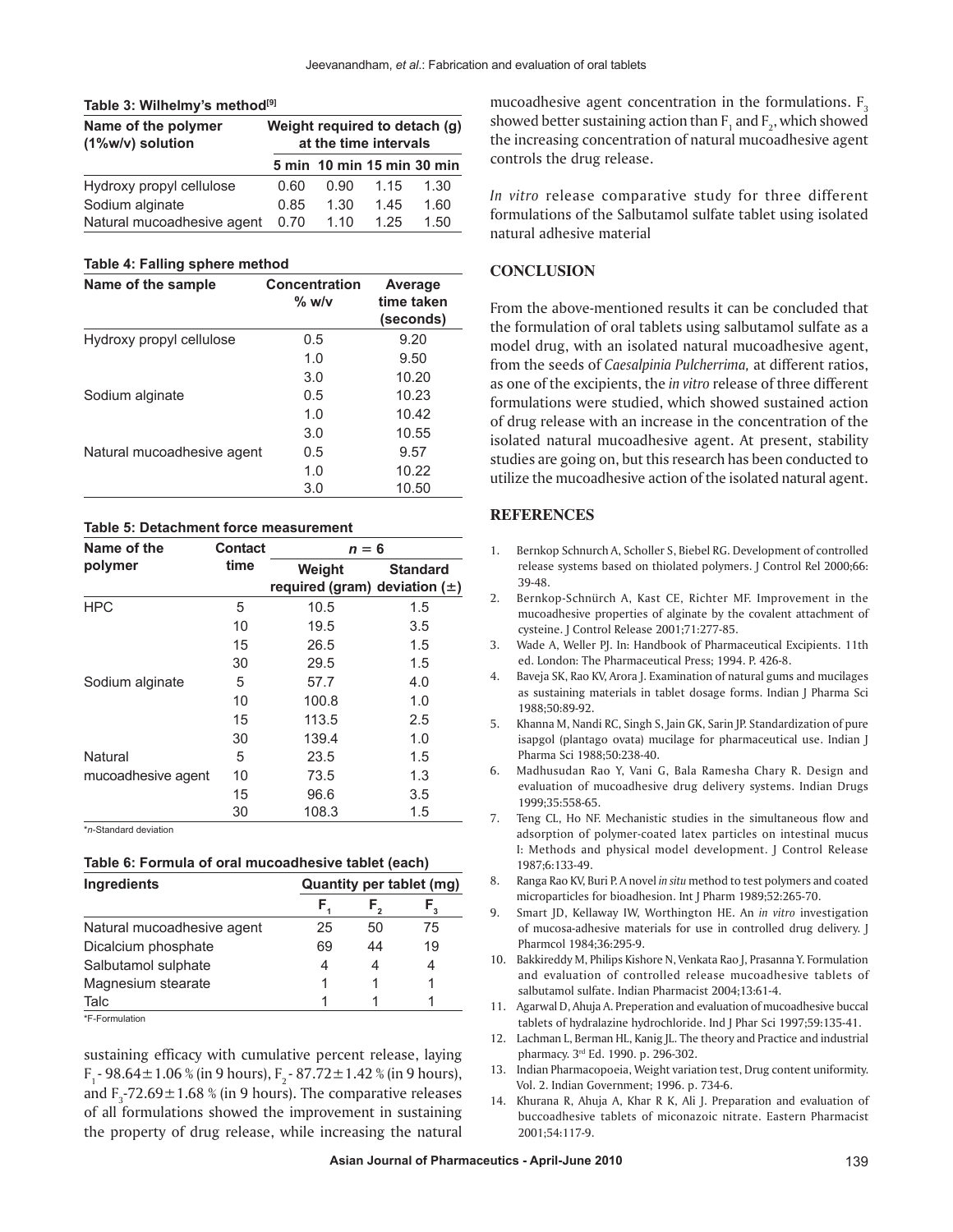**Table 3: Wilhelmy's method[9]**

| Name of the polymer (1%w/v) solution | Weight required to detach (g) at the time intervals | | | |
|---|---|---|---|---|
| | 5 min | 10 min | 15 min | 30 min |
| Hydroxy propyl cellulose | 0.60 | 0.90 | 1.15 | 1.30 |
| Sodium alginate | 0.85 | 1.30 | 1.45 | 1.60 |
| Natural mucoadhesive agent | 0.70 | 1.10 | 1.25 | 1.50 |

**Table 4: Falling sphere method**

| Name of the sample | Concentration % w/v | Average time taken (seconds) |
|---|---|---|
| Hydroxy propyl cellulose | 0.5 | 9.20 |
| | 1.0 | 9.50 |
| | 3.0 | 10.20 |
| Sodium alginate | 0.5 | 10.23 |
| | 1.0 | 10.42 |
| | 3.0 | 10.55 |
| Natural mucoadhesive agent | 0.5 | 9.57 |
| | 1.0 | 10.22 |
| | 3.0 | 10.50 |

**Table 5: Detachment force measurement**

| Name of the polymer | Contact time | $n = 6$ | |
|---|---|---|---|
| | | Weight required (gram) | Standard deviation (±) |
| HPC | 5 | 10.5 | 1.5 |
| | 10 | 19.5 | 3.5 |
| | 15 | 26.5 | 1.5 |
| | 30 | 29.5 | 1.5 |
| Sodium alginate | 5 | 57.7 | 4.0 |
| | 10 | 100.8 | 1.0 |
| | 15 | 113.5 | 2.5 |
| | 30 | 139.4 | 1.0 |
| Natural mucoadhesive agent | 5 | 23.5 | 1.5 |
| | 10 | 73.5 | 1.3 |
| | 15 | 96.6 | 3.5 |
| | 30 | 108.3 | 1.5 |

*n-Standard deviation

**Table 6: Formula of oral mucoadhesive tablet (each)**

| Ingredients | Quantity per tablet (mg) | | |
|---|---|---|---|
| | $F_1$ | $F_2$ | $F_3$ |
| Natural mucoadhesive agent | 25 | 50 | 75 |
| Dicalcium phosphate | 69 | 44 | 19 |
| Salbutamol sulphate | 4 | 4 | 4 |
| Magnesium stearate | 1 | 1 | 1 |
| Talc | 1 | 1 | 1 |

*F-Formulation

sustaining efficacy with cumulative percent release, laying $F_1$ - 98.64±1.06 % (in 9 hours), $F_2$ - 87.72±1.42 % (in 9 hours), and $F_3$-72.69±1.68 % (in 9 hours). The comparative releases of all formulations showed the improvement in sustaining the property of drug release, while increasing the natural mucoadhesive agent concentration in the formulations. $F_3$ showed better sustaining action than $F_1$ and $F_2$, which showed the increasing concentration of natural mucoadhesive agent controls the drug release.

*In vitro* release comparative study for three different formulations of the Salbutamol sulfate tablet using isolated natural adhesive material

## CONCLUSION

From the above-mentioned results it can be concluded that the formulation of oral tablets using salbutamol sulfate as a model drug, with an isolated natural mucoadhesive agent, from the seeds of *Caesalpinia Pulcherrima,* at different ratios, as one of the excipients, the *in vitro* release of three different formulations were studied, which showed sustained action of drug release with an increase in the concentration of the isolated natural mucoadhesive agent. At present, stability studies are going on, but this research has been conducted to utilize the mucoadhesive action of the isolated natural agent.

## REFERENCES

1. Bernkop Schnurch A, Scholler S, Biebel RG. Development of controlled release systems based on thiolated polymers. J Control Rel 2000;66: 39-48.
2. Bernkop-Schnürch A, Kast CE, Richter MF. Improvement in the mucoadhesive properties of alginate by the covalent attachment of cysteine. J Control Release 2001;71:277-85.
3. Wade A, Weller PJ. In: Handbook of Pharmaceutical Excipients. 11th ed. London: The Pharmaceutical Press; 1994. P. 426-8.
4. Baveja SK, Rao KV, Arora J. Examination of natural gums and mucilages as sustaining materials in tablet dosage forms. Indian J Pharma Sci 1988;50:89-92.
5. Khanna M, Nandi RC, Singh S, Jain GK, Sarin JP. Standardization of pure isapgol (plantago ovata) mucilage for pharmaceutical use. Indian J Pharma Sci 1988;50:238-40.
6. Madhusudan Rao Y, Vani G, Bala Ramesha Chary R. Design and evaluation of mucoadhesive drug delivery systems. Indian Drugs 1999;35:558-65.
7. Teng CL, Ho NF. Mechanistic studies in the simultaneous flow and adsorption of polymer-coated latex particles on intestinal mucus I: Methods and physical model development. J Control Release 1987;6:133-49.
8. Ranga Rao KV, Buri P. A novel *in situ* method to test polymers and coated microparticles for bioadhesion. Int J Pharm 1989;52:265-70.
9. Smart JD, Kellaway IW, Worthington HE. An *in vitro* investigation of mucosa-adhesive materials for use in controlled drug delivery. J Pharmcol 1984;36:295-9.
10. Bakkireddy M, Philips Kishore N, Venkata Rao J, Prasanna Y. Formulation and evaluation of controlled release mucoadhesive tablets of salbutamol sulfate. Indian Pharmacist 2004;13:61-4.
11. Agarwal D, Ahuja A. Preperation and evaluation of mucoadhesive buccal tablets of hydralazine hydrochloride. Ind J Phar Sci 1997;59:135-41.
12. Lachman L, Berman HL, Kanig JL. The theory and Practice and industrial pharmacy. 3rd Ed. 1990. p. 296-302.
13. Indian Pharmacopoeia, Weight variation test, Drug content uniformity. Vol. 2. Indian Government; 1996. p. 734-6.
14. Khurana R, Ahuja A, Khar R K, Ali J. Preparation and evaluation of buccoadhesive tablets of miconazoic nitrate. Eastern Pharmacist 2001;54:117-9.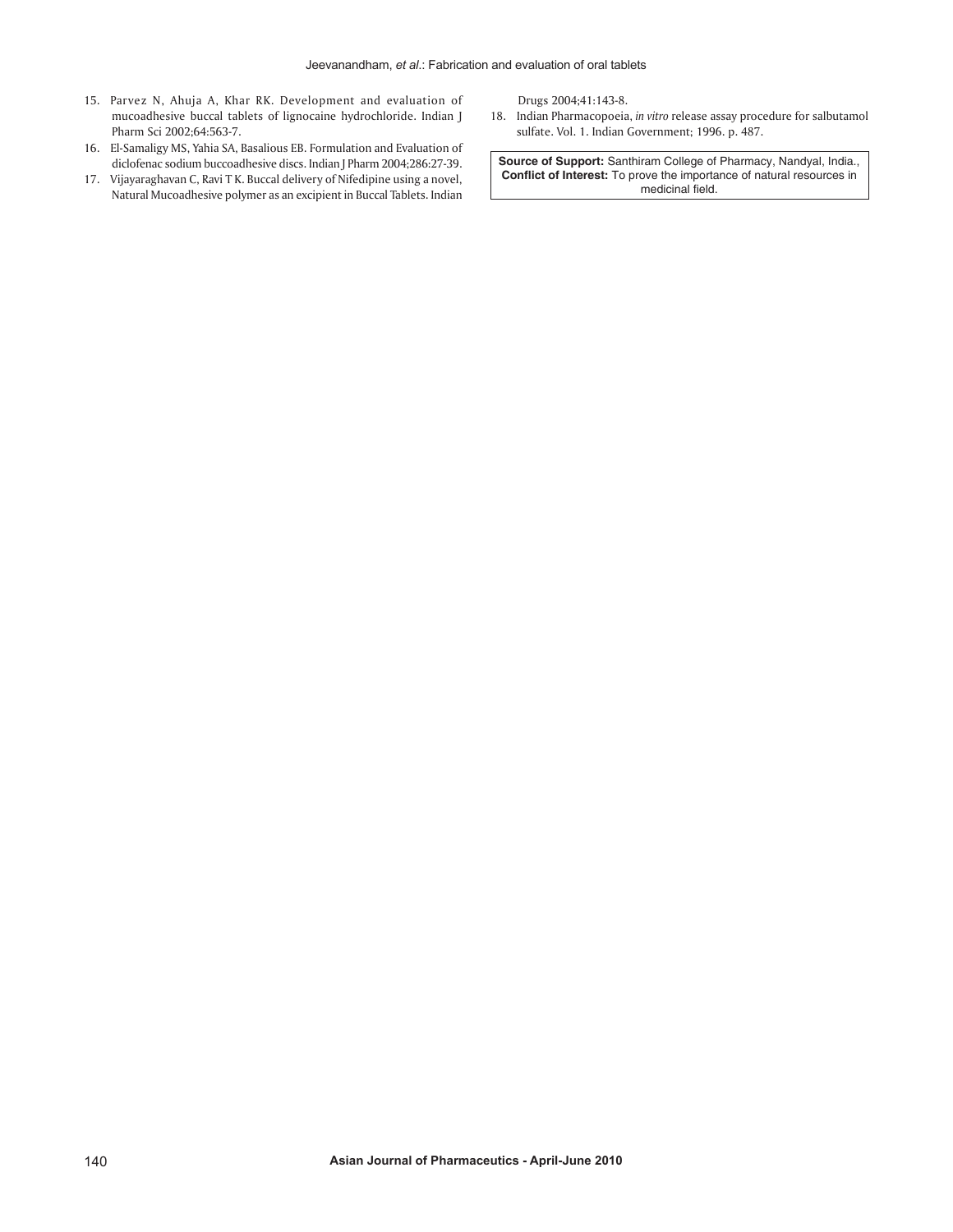15. Parvez N, Ahuja A, Khar RK. Development and evaluation of mucoadhesive buccal tablets of lignocaine hydrochloride. Indian J Pharm Sci 2002;64:563-7.
16. El-Samaligy MS, Yahia SA, Basalious EB. Formulation and Evaluation of diclofenac sodium buccoadhesive discs. Indian J Pharm 2004;286:27-39.
17. Vijayaraghavan C, Ravi T K. Buccal delivery of Nifedipine using a novel, Natural Mucoadhesive polymer as an excipient in Buccal Tablets. Indian Drugs 2004;41:143-8.
18. Indian Pharmacopoeia, *in vitro* release assay procedure for salbutamol sulfate. Vol. 1. Indian Government; 1996. p. 487.

**Source of Support:** Santhiram College of Pharmacy, Nandyal, India., **Conflict of Interest:** To prove the importance of natural resources in medicinal field.